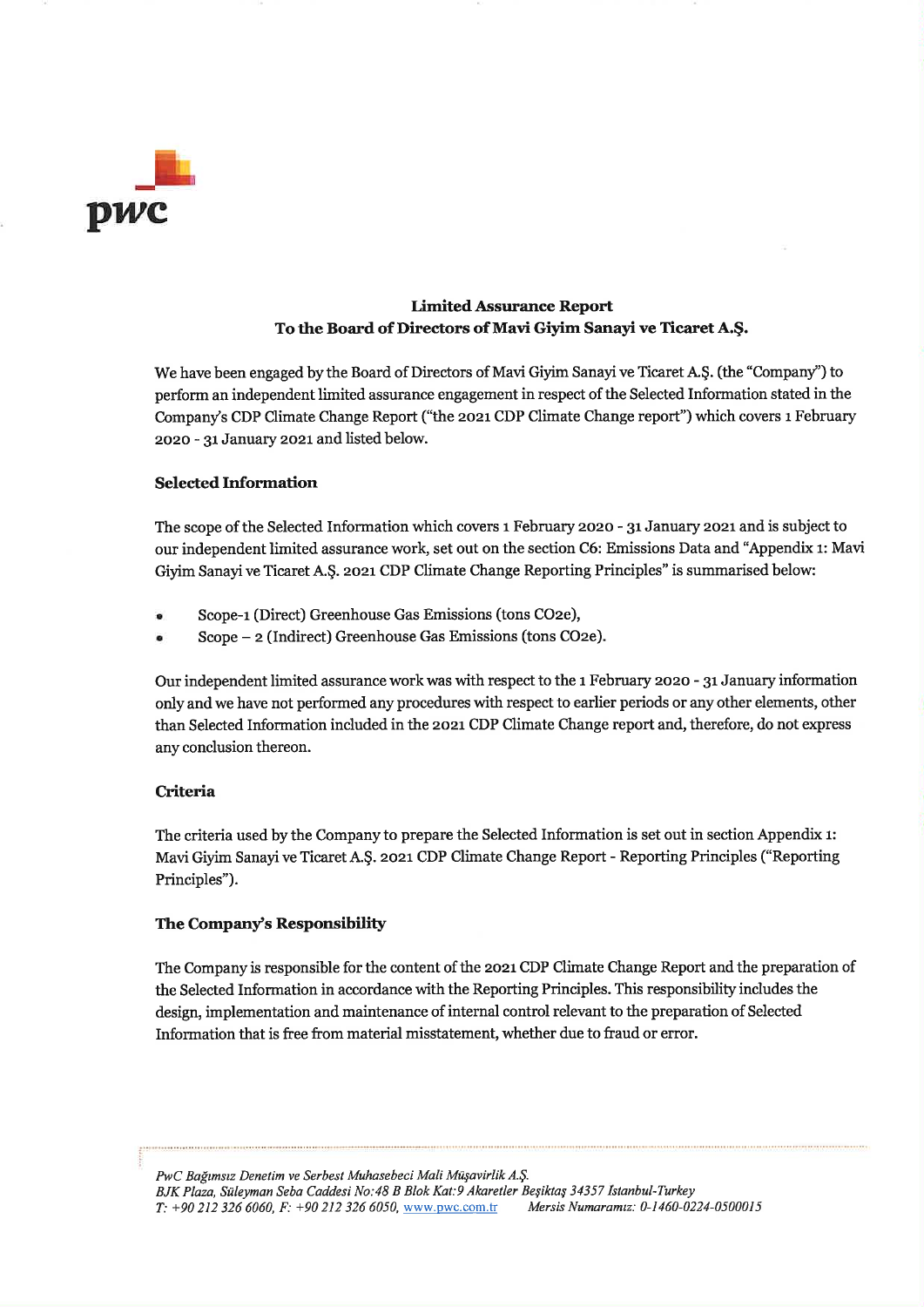## Limited Assurance Report
## To the Board of Directors of Mavi Giyim Sanayi ve Ticaret A.Ş.

We have been engaged by the Board of Directors of Mavi Giyim Sanayi ve Ticaret A.Ş. (the "Company") to perform an independent limited assurance engagement in respect of the Selected Information stated in the Company's CDP Climate Change Report ("the 2021 CDP Climate Change report") which covers 1 February 2020 - 31 January 2021 and listed below.

### Selected Information

The scope of the Selected Information which covers 1 February 2020 - 31 January 2021 and is subject to our independent limited assurance work, set out on the section C6: Emissions Data and "Appendix 1: Mavi Giyim Sanayi ve Ticaret A.Ş. 2021 CDP Climate Change Reporting Principles" is summarised below:

- Scope-1 (Direct) Greenhouse Gas Emissions (tons CO2e),
- Scope – 2 (Indirect) Greenhouse Gas Emissions (tons CO2e).

Our independent limited assurance work was with respect to the 1 February 2020 - 31 January information only and we have not performed any procedures with respect to earlier periods or any other elements, other than Selected Information included in the 2021 CDP Climate Change report and, therefore, do not express any conclusion thereon.

### Criteria

The criteria used by the Company to prepare the Selected Information is set out in section Appendix 1: Mavi Giyim Sanayi ve Ticaret A.Ş. 2021 CDP Climate Change Report - Reporting Principles ("Reporting Principles").

### The Company's Responsibility

The Company is responsible for the content of the 2021 CDP Climate Change Report and the preparation of the Selected Information in accordance with the Reporting Principles. This responsibility includes the design, implementation and maintenance of internal control relevant to the preparation of Selected Information that is free from material misstatement, whether due to fraud or error.

*PwC Bağımsız Denetim ve Serbest Muhasebeci Mali Müşavirlik A.Ş.*
*BJK Plaza, Süleyman Seba Caddesi No:48 B Blok Kat:9 Akaretler Beşiktaş 34357 İstanbul-Turkey*
*T: +90 212 326 6060, F: +90 212 326 6050, www.pwc.com.tr Mersis Numaramız: 0-1460-0224-0500015*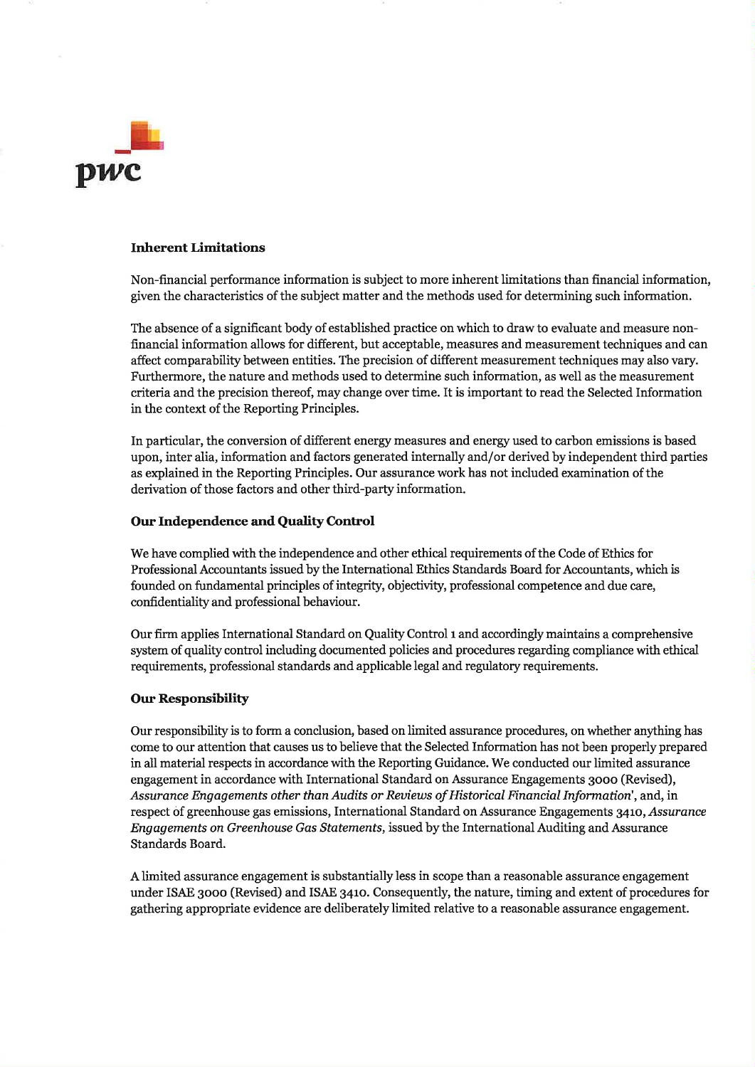### Inherent Limitations

Non-financial performance information is subject to more inherent limitations than financial information, given the characteristics of the subject matter and the methods used for determining such information.

The absence of a significant body of established practice on which to draw to evaluate and measure non-financial information allows for different, but acceptable, measures and measurement techniques and can affect comparability between entities. The precision of different measurement techniques may also vary. Furthermore, the nature and methods used to determine such information, as well as the measurement criteria and the precision thereof, may change over time. It is important to read the Selected Information in the context of the Reporting Principles.

In particular, the conversion of different energy measures and energy used to carbon emissions is based upon, inter alia, information and factors generated internally and/or derived by independent third parties as explained in the Reporting Principles. Our assurance work has not included examination of the derivation of those factors and other third-party information.

### Our Independence and Quality Control

We have complied with the independence and other ethical requirements of the Code of Ethics for Professional Accountants issued by the International Ethics Standards Board for Accountants, which is founded on fundamental principles of integrity, objectivity, professional competence and due care, confidentiality and professional behaviour.

Our firm applies International Standard on Quality Control 1 and accordingly maintains a comprehensive system of quality control including documented policies and procedures regarding compliance with ethical requirements, professional standards and applicable legal and regulatory requirements.

### Our Responsibility

Our responsibility is to form a conclusion, based on limited assurance procedures, on whether anything has come to our attention that causes us to believe that the Selected Information has not been properly prepared in all material respects in accordance with the Reporting Guidance. We conducted our limited assurance engagement in accordance with International Standard on Assurance Engagements 3000 (Revised), *Assurance Engagements other than Audits or Reviews of Historical Financial Information*', and, in respect of greenhouse gas emissions, International Standard on Assurance Engagements 3410, *Assurance Engagements on Greenhouse Gas Statements*, issued by the International Auditing and Assurance Standards Board.

A limited assurance engagement is substantially less in scope than a reasonable assurance engagement under ISAE 3000 (Revised) and ISAE 3410. Consequently, the nature, timing and extent of procedures for gathering appropriate evidence are deliberately limited relative to a reasonable assurance engagement.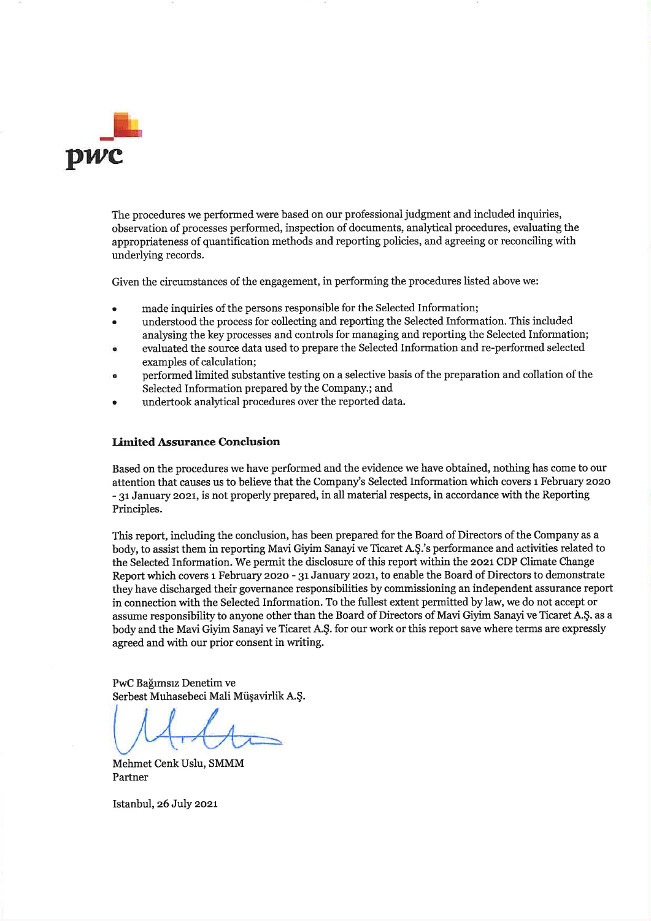The procedures we performed were based on our professional judgment and included inquiries, observation of processes performed, inspection of documents, analytical procedures, evaluating the appropriateness of quantification methods and reporting policies, and agreeing or reconciling with underlying records.

Given the circumstances of the engagement, in performing the procedures listed above we:

- made inquiries of the persons responsible for the Selected Information;
- understood the process for collecting and reporting the Selected Information. This included analysing the key processes and controls for managing and reporting the Selected Information;
- evaluated the source data used to prepare the Selected Information and re-performed selected examples of calculation;
- performed limited substantive testing on a selective basis of the preparation and collation of the Selected Information prepared by the Company.; and
- undertook analytical procedures over the reported data.

### Limited Assurance Conclusion

Based on the procedures we have performed and the evidence we have obtained, nothing has come to our attention that causes us to believe that the Company's Selected Information which covers 1 February 2020 - 31 January 2021, is not properly prepared, in all material respects, in accordance with the Reporting Principles.

This report, including the conclusion, has been prepared for the Board of Directors of the Company as a body, to assist them in reporting Mavi Giyim Sanayi ve Ticaret A.Ş.'s performance and activities related to the Selected Information. We permit the disclosure of this report within the 2021 CDP Climate Change Report which covers 1 February 2020 - 31 January 2021, to enable the Board of Directors to demonstrate they have discharged their governance responsibilities by commissioning an independent assurance report in connection with the Selected Information. To the fullest extent permitted by law, we do not accept or assume responsibility to anyone other than the Board of Directors of Mavi Giyim Sanayi ve Ticaret A.Ş. as a body and the Mavi Giyim Sanayi ve Ticaret A.Ş. for our work or this report save where terms are expressly agreed and with our prior consent in writing.

PwC Bağımsız Denetim ve
Serbest Muhasebeci Mali Müşavirlik A.Ş.

Mehmet Cenk Uslu, SMMM
Partner

Istanbul, 26 July 2021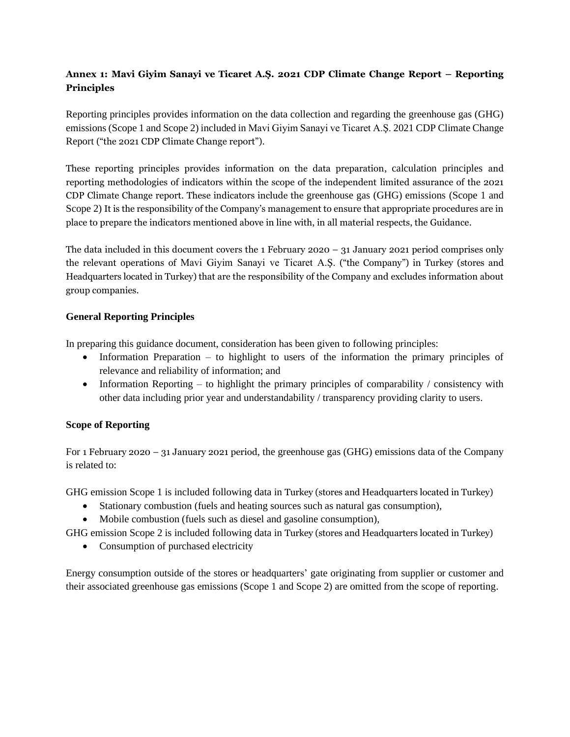**Annex 1: Mavi Giyim Sanayi ve Ticaret A.Ş. 2021 CDP Climate Change Report – Reporting Principles**

Reporting principles provides information on the data collection and regarding the greenhouse gas (GHG) emissions (Scope 1 and Scope 2) included in Mavi Giyim Sanayi ve Ticaret A.Ş. 2021 CDP Climate Change Report ("the 2021 CDP Climate Change report").

These reporting principles provides information on the data preparation, calculation principles and reporting methodologies of indicators within the scope of the independent limited assurance of the 2021 CDP Climate Change report. These indicators include the greenhouse gas (GHG) emissions (Scope 1 and Scope 2) It is the responsibility of the Company's management to ensure that appropriate procedures are in place to prepare the indicators mentioned above in line with, in all material respects, the Guidance.

The data included in this document covers the 1 February 2020 – 31 January 2021 period comprises only the relevant operations of Mavi Giyim Sanayi ve Ticaret A.Ş. ("the Company") in Turkey (stores and Headquarters located in Turkey) that are the responsibility of the Company and excludes information about group companies.

**General Reporting Principles**

In preparing this guidance document, consideration has been given to following principles:

- Information Preparation – to highlight to users of the information the primary principles of relevance and reliability of information; and
- Information Reporting – to highlight the primary principles of comparability / consistency with other data including prior year and understandability / transparency providing clarity to users.

**Scope of Reporting**

For 1 February 2020 – 31 January 2021 period, the greenhouse gas (GHG) emissions data of the Company is related to:

GHG emission Scope 1 is included following data in Turkey (stores and Headquarters located in Turkey)

- Stationary combustion (fuels and heating sources such as natural gas consumption),
- Mobile combustion (fuels such as diesel and gasoline consumption),

GHG emission Scope 2 is included following data in Turkey (stores and Headquarters located in Turkey)

- Consumption of purchased electricity

Energy consumption outside of the stores or headquarters' gate originating from supplier or customer and their associated greenhouse gas emissions (Scope 1 and Scope 2) are omitted from the scope of reporting.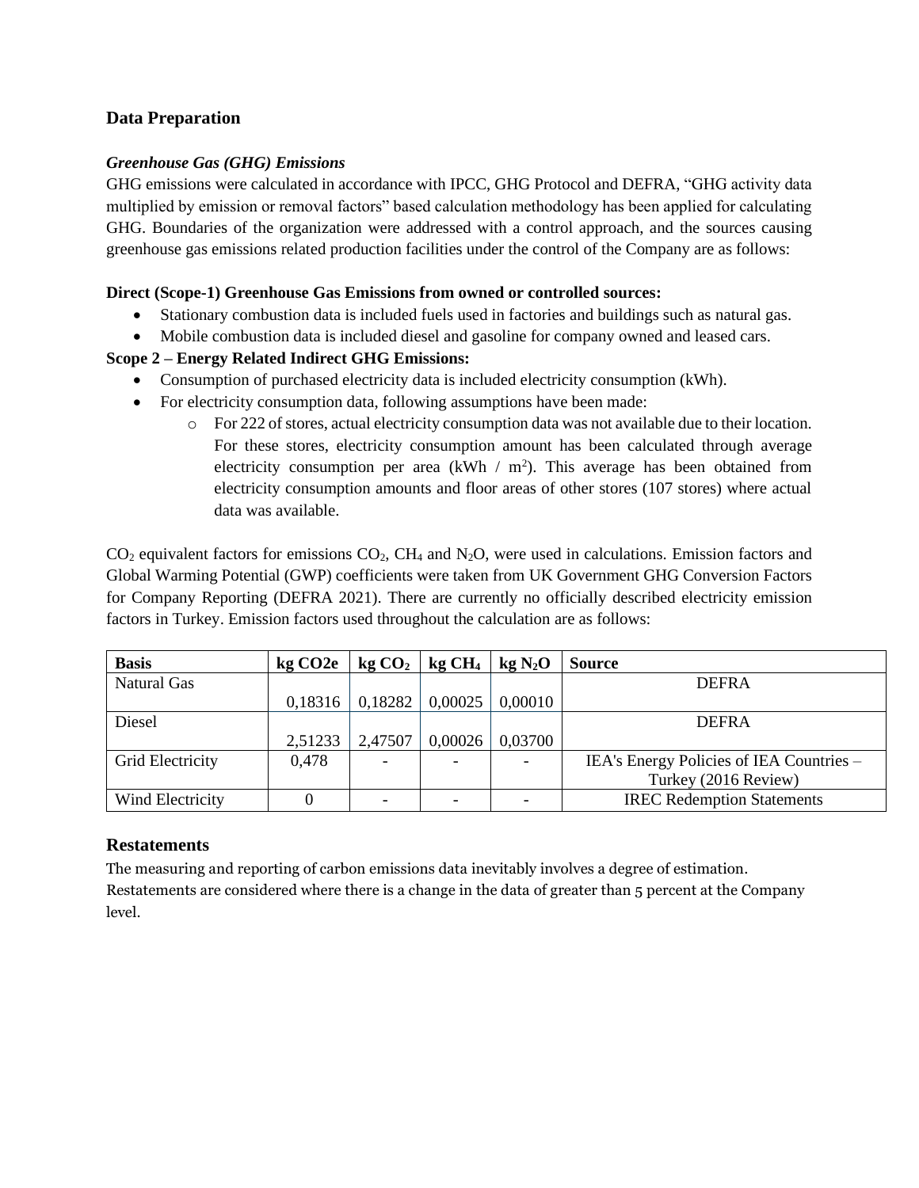## Data Preparation

### *Greenhouse Gas (GHG) Emissions*

GHG emissions were calculated in accordance with IPCC, GHG Protocol and DEFRA, "GHG activity data multiplied by emission or removal factors" based calculation methodology has been applied for calculating GHG. Boundaries of the organization were addressed with a control approach, and the sources causing greenhouse gas emissions related production facilities under the control of the Company are as follows:

**Direct (Scope-1) Greenhouse Gas Emissions from owned or controlled sources:**

- Stationary combustion data is included fuels used in factories and buildings such as natural gas.
- Mobile combustion data is included diesel and gasoline for company owned and leased cars.

**Scope 2 – Energy Related Indirect GHG Emissions:**

- Consumption of purchased electricity data is included electricity consumption (kWh).
- For electricity consumption data, following assumptions have been made:
  - For 222 of stores, actual electricity consumption data was not available due to their location. For these stores, electricity consumption amount has been calculated through average electricity consumption per area (kWh / $m^2$). This average has been obtained from electricity consumption amounts and floor areas of other stores (107 stores) where actual data was available.

$CO_2$ equivalent factors for emissions $CO_2$, $CH_4$ and $N_2O$, were used in calculations. Emission factors and Global Warming Potential (GWP) coefficients were taken from UK Government GHG Conversion Factors for Company Reporting (DEFRA 2021). There are currently no officially described electricity emission factors in Turkey. Emission factors used throughout the calculation are as follows:

| Basis | kg CO2e | kg $CO_2$ | kg $CH_4$ | kg $N_2O$ | Source |
|---|---|---|---|---|---|
| Natural Gas | 0,18316 | 0,18282 | 0,00025 | 0,00010 | DEFRA |
| Diesel | 2,51233 | 2,47507 | 0,00026 | 0,03700 | DEFRA |
| Grid Electricity | 0,478 | - | - | - | IEA's Energy Policies of IEA Countries – Turkey (2016 Review) |
| Wind Electricity | 0 | - | - | - | IREC Redemption Statements |

## Restatements

The measuring and reporting of carbon emissions data inevitably involves a degree of estimation. Restatements are considered where there is a change in the data of greater than 5 percent at the Company level.